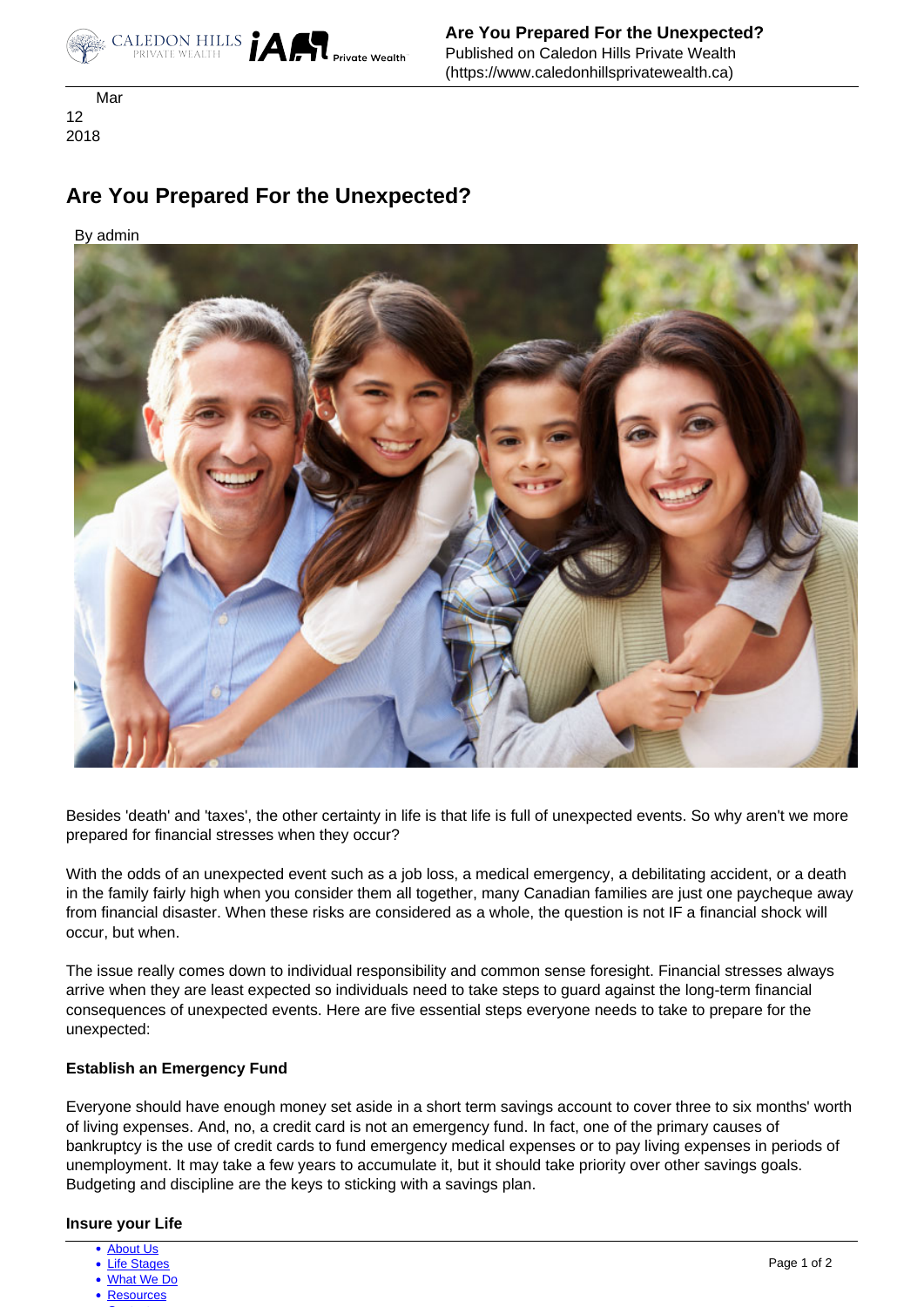Mar
12
2018

# Are You Prepared For the Unexpected?

By admin

Besides 'death' and 'taxes', the other certainty in life is that life is full of unexpected events. So why aren't we more prepared for financial stresses when they occur?

With the odds of an unexpected event such as a job loss, a medical emergency, a debilitating accident, or a death in the family fairly high when you consider them all together, many Canadian families are just one paycheque away from financial disaster. When these risks are considered as a whole, the question is not IF a financial shock will occur, but when.

The issue really comes down to individual responsibility and common sense foresight. Financial stresses always arrive when they are least expected so individuals need to take steps to guard against the long-term financial consequences of unexpected events. Here are five essential steps everyone needs to take to prepare for the unexpected:

**Establish an Emergency Fund**

Everyone should have enough money set aside in a short term savings account to cover three to six months' worth of living expenses. And, no, a credit card is not an emergency fund. In fact, one of the primary causes of bankruptcy is the use of credit cards to fund emergency medical expenses or to pay living expenses in periods of unemployment. It may take a few years to accumulate it, but it should take priority over other savings goals. Budgeting and discipline are the keys to sticking with a savings plan.

**Insure your Life**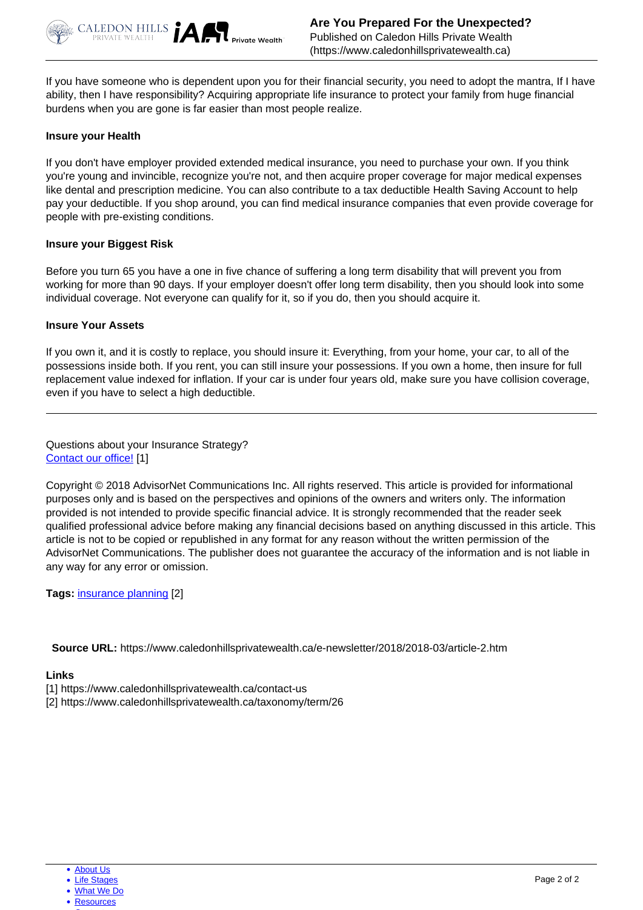If you have someone who is dependent upon you for their financial security, you need to adopt the mantra, If I have ability, then I have responsibility? Acquiring appropriate life insurance to protect your family from huge financial burdens when you are gone is far easier than most people realize.

**Insure your Health**

If you don't have employer provided extended medical insurance, you need to purchase your own. If you think you're young and invincible, recognize you're not, and then acquire proper coverage for major medical expenses like dental and prescription medicine. You can also contribute to a tax deductible Health Saving Account to help pay your deductible. If you shop around, you can find medical insurance companies that even provide coverage for people with pre-existing conditions.

**Insure your Biggest Risk**

Before you turn 65 you have a one in five chance of suffering a long term disability that will prevent you from working for more than 90 days. If your employer doesn't offer long term disability, then you should look into some individual coverage. Not everyone can qualify for it, so if you do, then you should acquire it.

**Insure Your Assets**

If you own it, and it is costly to replace, you should insure it: Everything, from your home, your car, to all of the possessions inside both. If you rent, you can still insure your possessions. If you own a home, then insure for full replacement value indexed for inflation. If your car is under four years old, make sure you have collision coverage, even if you have to select a high deductible.

---

Questions about your Insurance Strategy?
Contact our office! [1]

Copyright © 2018 AdvisorNet Communications Inc. All rights reserved. This article is provided for informational purposes only and is based on the perspectives and opinions of the owners and writers only. The information provided is not intended to provide specific financial advice. It is strongly recommended that the reader seek qualified professional advice before making any financial decisions based on anything discussed in this article. This article is not to be copied or republished in any format for any reason without the written permission of the AdvisorNet Communications. The publisher does not guarantee the accuracy of the information and is not liable in any way for any error or omission.

**Tags:** insurance planning [2]

**Source URL:** https://www.caledonhillsprivatewealth.ca/e-newsletter/2018/2018-03/article-2.htm

**Links**
[1] https://www.caledonhillsprivatewealth.ca/contact-us
[2] https://www.caledonhillsprivatewealth.ca/taxonomy/term/26

- About Us
- Life Stages
- What We Do
- Resources